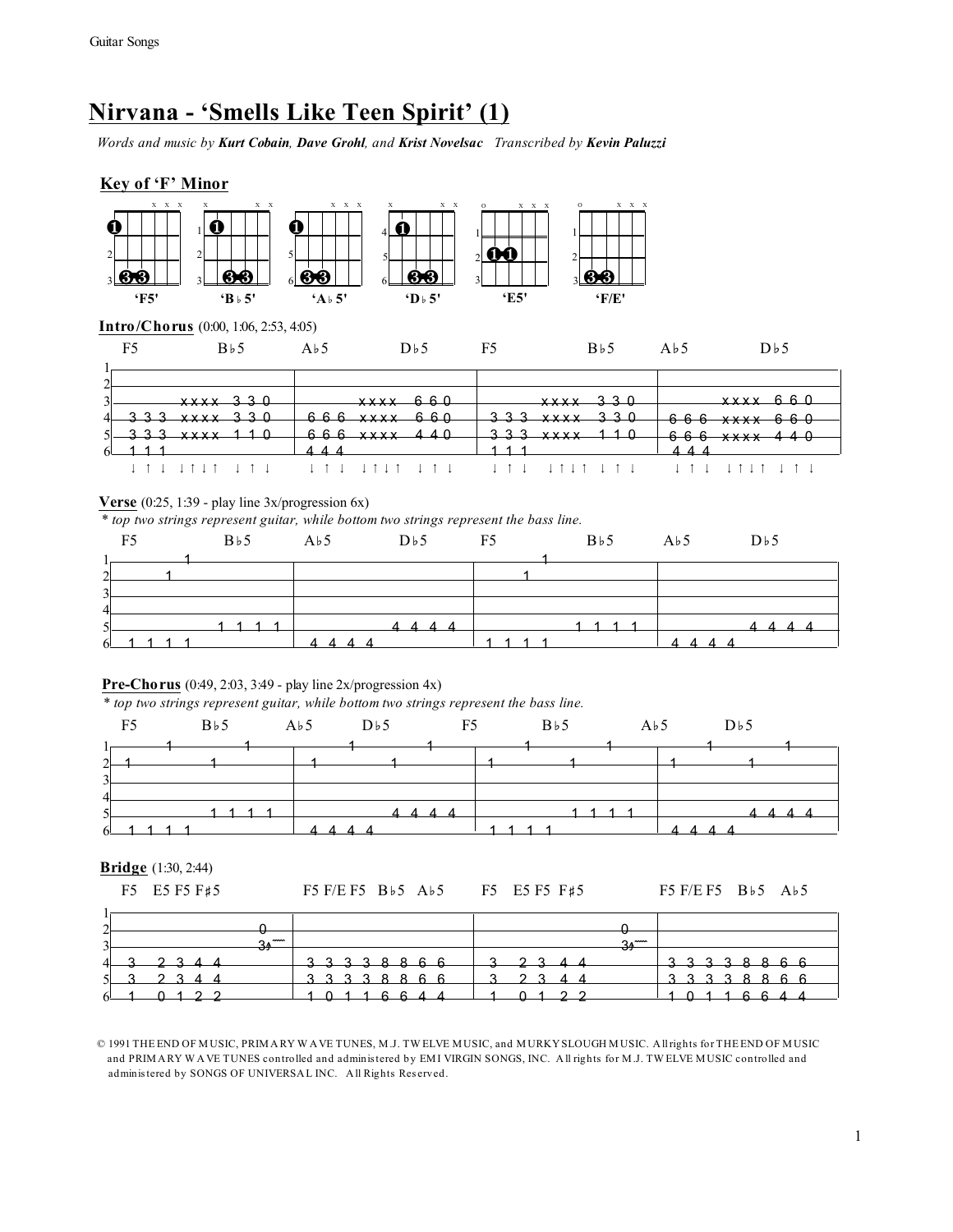# Nirvana - 'Smells Like Teen Spirit' (1)

*Words and music by **Kurt Cobain**, **Dave Grohl**, and **Krist Novelsac*** *Transcribed by **Kevin Paluzzi***

## Key of 'F' Minor

'F5' 'B♭5' 'A♭5' 'D♭5' 'E5' 'F/E'

### Intro/Chorus (0:00, 1:06, 2:53, 4:05)

```
   F5           B♭5         A♭5           D♭5          F5            B♭5         A♭5          D♭5
1|--------------------------|-------------------------|--------------------------|--------------------------|
2|--------------------------|-------------------------|--------------------------|--------------------------|
3|----------xxxx--3-3-0-----|---------xxxx--6-6-0-----|----------xxxx--3-3-0----|----------xxxx--6-6-0----|
4|--3-3-3---xxxx--3-3-0-----|--6-6-6--xxxx--6-6-0-----|--3-3-3---xxxx--3-3-0----|--6-6-6---xxxx--6-6-0----|
5|--3-3-3---xxxx--1-1-0-----|--6-6-6--xxxx--4-4-0-----|--3-3-3---xxxx--1-1-0----|--6-6-6---xxxx--4-4-0----|
6|--1-1-1-------------------|--4-4-4------------------|--1-1-1-------------------|--4-4-4-------------------|
    ↓ ↑ ↓   ↓↑↓↑   ↓ ↑ ↓      ↓ ↑ ↓   ↓↑↓↑   ↓ ↑ ↓      ↓ ↑ ↓   ↓↑↓↑   ↓ ↑ ↓      ↓ ↑ ↓   ↓↑↓↑   ↓ ↑ ↓
```

### Verse (0:25, 1:39 - play line 3x/progression 6x)

*\* top two strings represent guitar, while bottom two strings represent the bass line.*

```
   F5           B♭5         A♭5           D♭5          F5            B♭5         A♭5          D♭5
1|--------1-----------------|-------------------------|--------1-----------------|--------------------------|
2|-----1--------------------|-------------------------|-----1--------------------|--------------------------|
3|--------------------------|-------------------------|--------------------------|--------------------------|
4|--------------------------|-------------------------|--------------------------|--------------------------|
5|------------1--1--1--1----|------------4--4--4--4---|------------1--1--1--1---|------------4--4--4--4----|
6|--1--1--1--1--------------|--4--4--4--4-------------|--1--1--1--1-------------|--4--4--4--4--------------|
```

### Pre-Chorus (0:49, 2:03, 3:49 - play line 2x/progression 4x)

*\* top two strings represent guitar, while bottom two strings represent the bass line.*

```
   F5         B♭5        A♭5        D♭5           F5           B♭5          A♭5          D♭5
1|------1--------1---------|-------1--------1--------|------1--------1----------|------1--------1----------|
2|--1--------1-------------|--1--------1-------------|--1--------1--------------|--1--------1--------------|
3|-------------------------|-------------------------|--------------------------|--------------------------|
4|-------------------------|-------------------------|--------------------------|--------------------------|
5|-----------1--1--1--1----|-----------4--4--4--4----|-----------1--1--1--1-----|-----------4--4--4--4-----|
6|--1--1--1--1-------------|--4--4--4--4-------------|--1--1--1--1--------------|--4--4--4--4--------------|
```

### Bridge (1:30, 2:44)

```
   F5  E5 F5 F♯5            F5 F/E F5  B♭5  A♭5       F5  E5 F5 F♯5            F5 F/E F5  B♭5  A♭5
1|-------------------------|-------------------------|-------------------------|-------------------------|
2|---------------------0---|-------------------------|---------------------0---|-------------------------|
3|---------------------3/~~|-------------------------|---------------------3/~~|-------------------------|
4|--3---2--3--4--4---------|--3--3--3--3--8--8--6--6-|--3---2--3--4--4---------|--3--3--3--3--8--8--6--6-|
5|--3---2--3--4--4---------|--3--3--3--3--8--8--6--6-|--3---2--3--4--4---------|--3--3--3--3--8--8--6--6-|
6|--1---0--1--2--2---------|--1--0--1--1--6--6--4--4-|--1---0--1--2--2---------|--1--0--1--1--6--6--4--4-|
```

© 1991 THE END OF MUSIC, PRIMARY WAVE TUNES, M.J. TWELVE MUSIC, and MURKY SLOUGH MUSIC. All rights for THE END OF MUSIC and PRIMARY WAVE TUNES controlled and administered by EMI VIRGIN SONGS, INC. All rights for M.J. TWELVE MUSIC controlled and administered by SONGS OF UNIVERSAL INC. All Rights Reserved.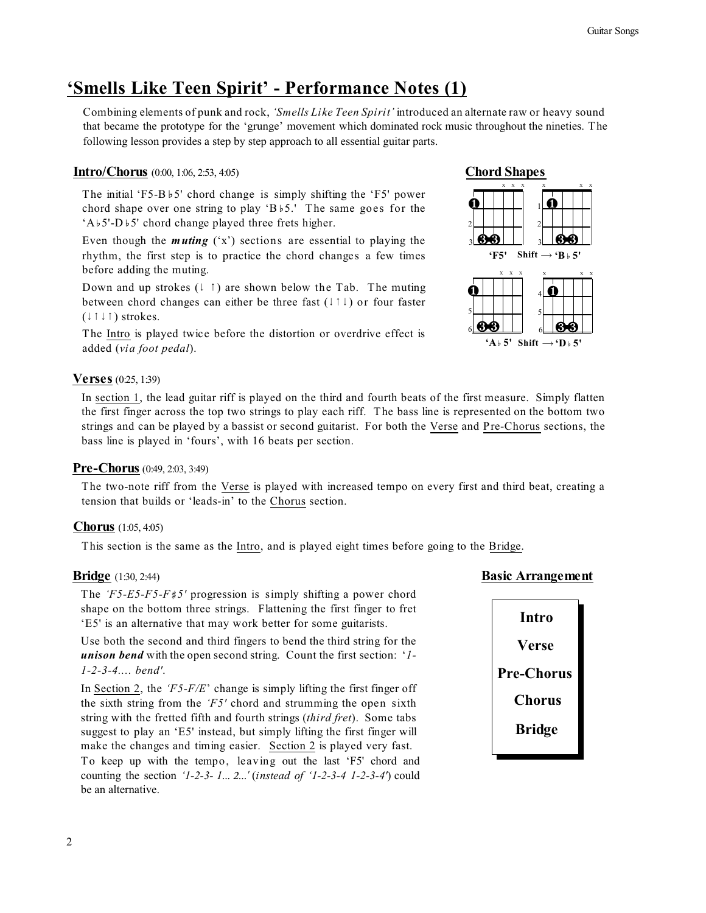# 'Smells Like Teen Spirit' - Performance Notes (1)

Combining elements of punk and rock, *'Smells Like Teen Spirit'* introduced an alternate raw or heavy sound that became the prototype for the 'grunge' movement which dominated rock music throughout the nineties. The following lesson provides a step by step approach to all essential guitar parts.

## Intro/Chorus (0:00, 1:06, 2:53, 4:05)

The initial 'F5-B♭5' chord change is simply shifting the 'F5' power chord shape over one string to play 'B♭5.' The same goes for the 'A♭5'-D♭5' chord change played three frets higher.

Even though the ***muting*** ('x') sections are essential to playing the rhythm, the first step is to practice the chord changes a few times before adding the muting.

Down and up strokes (↓ ↑) are shown below the Tab. The muting between chord changes can either be three fast (↓↑↓) or four faster (↓↑↓↑) strokes.

The Intro is played twice before the distortion or overdrive effect is added (*via foot pedal*).

**Chord Shapes**

'F5' Shift → 'B♭5'

'A♭5' Shift → 'D♭5'

## Verses (0:25, 1:39)

In section 1, the lead guitar riff is played on the third and fourth beats of the first measure. Simply flatten the first finger across the top two strings to play each riff. The bass line is represented on the bottom two strings and can be played by a bassist or second guitarist. For both the Verse and Pre-Chorus sections, the bass line is played in 'fours', with 16 beats per section.

## Pre-Chorus (0:49, 2:03, 3:49)

The two-note riff from the Verse is played with increased tempo on every first and third beat, creating a tension that builds or 'leads-in' to the Chorus section.

## Chorus (1:05, 4:05)

This section is the same as the Intro, and is played eight times before going to the Bridge.

## Bridge (1:30, 2:44)

The *'F5-E5-F5-F♯5'* progression is simply shifting a power chord shape on the bottom three strings. Flattening the first finger to fret 'E5' is an alternative that may work better for some guitarists.

Use both the second and third fingers to bend the third string for the ***unison bend*** with the open second string. Count the first section: *'1-1-2-3-4…. bend'*.

In Section 2, the *'F5-F/E'* change is simply lifting the first finger off the sixth string from the *'F5'* chord and strumming the open sixth string with the fretted fifth and fourth strings (*third fret*). Some tabs suggest to play an 'E5' instead, but simply lifting the first finger will make the changes and timing easier. Section 2 is played very fast. To keep up with the tempo, leaving out the last 'F5' chord and counting the section *'1-2-3- 1... 2...'* (*instead of '1-2-3-4 1-2-3-4'*) could be an alternative.

**Basic Arrangement**

Intro
Verse
Pre-Chorus
Chorus
Bridge